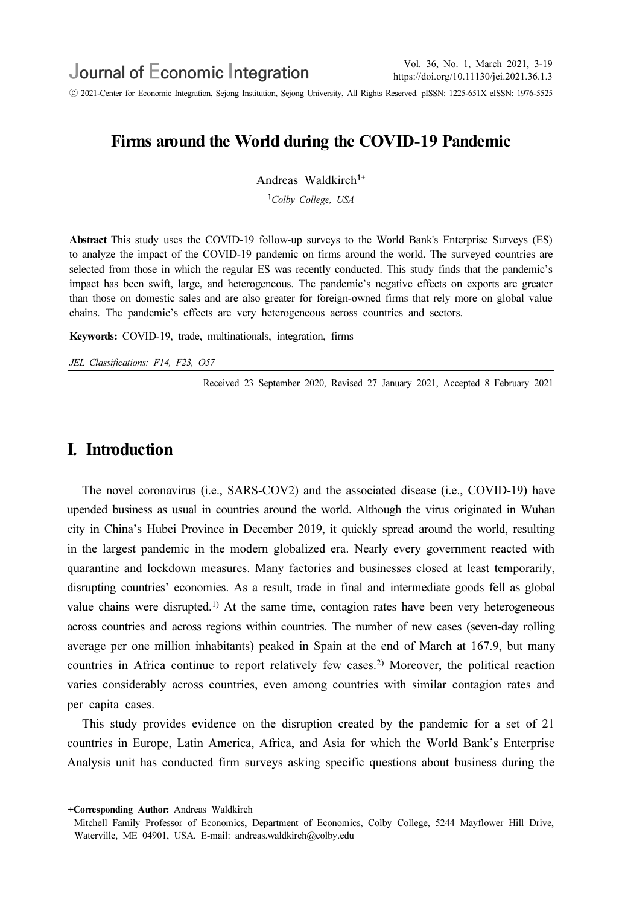# Firms around the World during the COVID-19 Pandemic

Andreas Waldkirch[1+]

[1]*Colby College, USA*

**Abstract** This study uses the COVID-19 follow-up surveys to the World Bank's Enterprise Surveys (ES) to analyze the impact of the COVID-19 pandemic on firms around the world. The surveyed countries are selected from those in which the regular ES was recently conducted. This study finds that the pandemic's impact has been swift, large, and heterogeneous. The pandemic's negative effects on exports are greater than those on domestic sales and are also greater for foreign-owned firms that rely more on global value chains. The pandemic's effects are very heterogeneous across countries and sectors.

**Keywords:** COVID-19, trade, multinationals, integration, firms

*JEL Classifications: F14, F23, O57*

Received 23 September 2020, Revised 27 January 2021, Accepted 8 February 2021

## I. Introduction

The novel coronavirus (i.e., SARS-COV2) and the associated disease (i.e., COVID-19) have upended business as usual in countries around the world. Although the virus originated in Wuhan city in China's Hubei Province in December 2019, it quickly spread around the world, resulting in the largest pandemic in the modern globalized era. Nearly every government reacted with quarantine and lockdown measures. Many factories and businesses closed at least temporarily, disrupting countries' economies. As a result, trade in final and intermediate goods fell as global value chains were disrupted.[1)] At the same time, contagion rates have been very heterogeneous across countries and across regions within countries. The number of new cases (seven-day rolling average per one million inhabitants) peaked in Spain at the end of March at 167.9, but many countries in Africa continue to report relatively few cases.[2)] Moreover, the political reaction varies considerably across countries, even among countries with similar contagion rates and per capita cases.

This study provides evidence on the disruption created by the pandemic for a set of 21 countries in Europe, Latin America, Africa, and Asia for which the World Bank's Enterprise Analysis unit has conducted firm surveys asking specific questions about business during the

**+Corresponding Author:** Andreas Waldkirch
Mitchell Family Professor of Economics, Department of Economics, Colby College, 5244 Mayflower Hill Drive, Waterville, ME 04901, USA. E-mail: andreas.waldkirch@colby.edu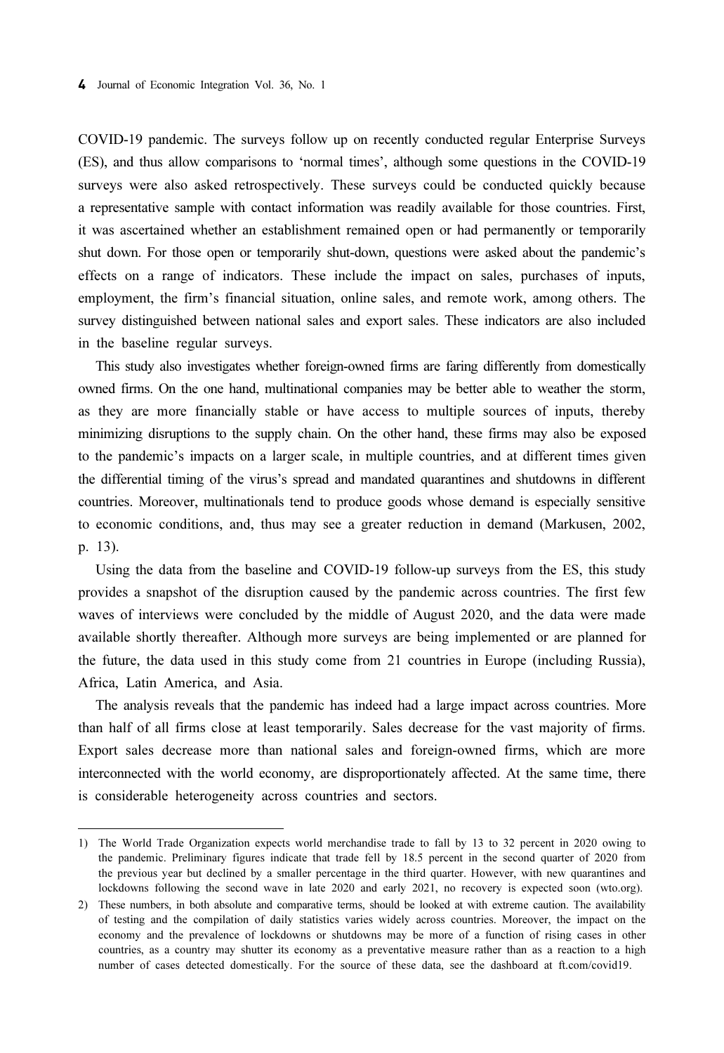COVID-19 pandemic. The surveys follow up on recently conducted regular Enterprise Surveys (ES), and thus allow comparisons to 'normal times', although some questions in the COVID-19 surveys were also asked retrospectively. These surveys could be conducted quickly because a representative sample with contact information was readily available for those countries. First, it was ascertained whether an establishment remained open or had permanently or temporarily shut down. For those open or temporarily shut-down, questions were asked about the pandemic's effects on a range of indicators. These include the impact on sales, purchases of inputs, employment, the firm's financial situation, online sales, and remote work, among others. The survey distinguished between national sales and export sales. These indicators are also included in the baseline regular surveys.

This study also investigates whether foreign-owned firms are faring differently from domestically owned firms. On the one hand, multinational companies may be better able to weather the storm, as they are more financially stable or have access to multiple sources of inputs, thereby minimizing disruptions to the supply chain. On the other hand, these firms may also be exposed to the pandemic's impacts on a larger scale, in multiple countries, and at different times given the differential timing of the virus's spread and mandated quarantines and shutdowns in different countries. Moreover, multinationals tend to produce goods whose demand is especially sensitive to economic conditions, and, thus may see a greater reduction in demand (Markusen, 2002, p. 13).

Using the data from the baseline and COVID-19 follow-up surveys from the ES, this study provides a snapshot of the disruption caused by the pandemic across countries. The first few waves of interviews were concluded by the middle of August 2020, and the data were made available shortly thereafter. Although more surveys are being implemented or are planned for the future, the data used in this study come from 21 countries in Europe (including Russia), Africa, Latin America, and Asia.

The analysis reveals that the pandemic has indeed had a large impact across countries. More than half of all firms close at least temporarily. Sales decrease for the vast majority of firms. Export sales decrease more than national sales and foreign-owned firms, which are more interconnected with the world economy, are disproportionately affected. At the same time, there is considerable heterogeneity across countries and sectors.

---

1) The World Trade Organization expects world merchandise trade to fall by 13 to 32 percent in 2020 owing to the pandemic. Preliminary figures indicate that trade fell by 18.5 percent in the second quarter of 2020 from the previous year but declined by a smaller percentage in the third quarter. However, with new quarantines and lockdowns following the second wave in late 2020 and early 2021, no recovery is expected soon (wto.org).

2) These numbers, in both absolute and comparative terms, should be looked at with extreme caution. The availability of testing and the compilation of daily statistics varies widely across countries. Moreover, the impact on the economy and the prevalence of lockdowns or shutdowns may be more of a function of rising cases in other countries, as a country may shutter its economy as a preventative measure rather than as a reaction to a high number of cases detected domestically. For the source of these data, see the dashboard at ft.com/covid19.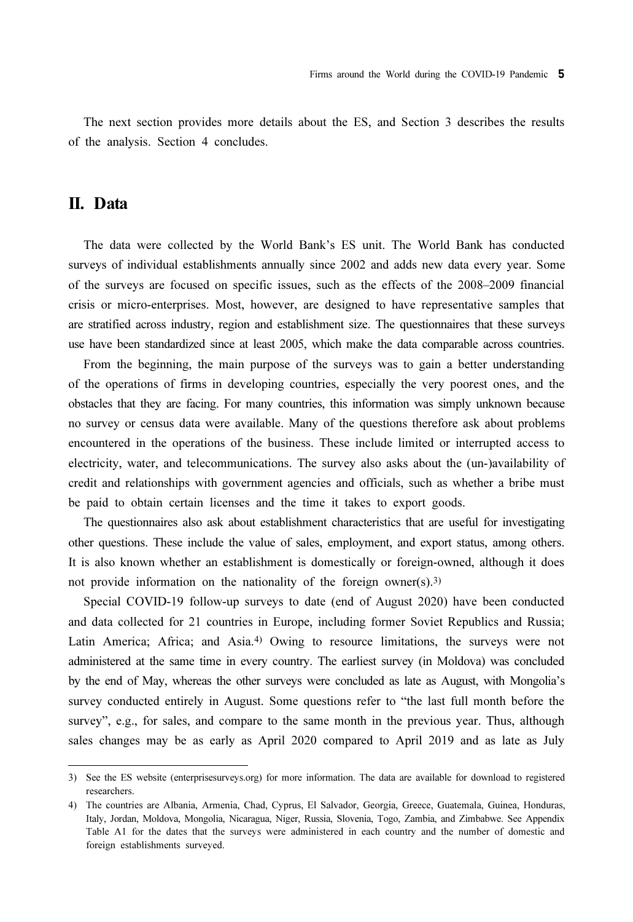The next section provides more details about the ES, and Section 3 describes the results of the analysis. Section 4 concludes.

## II. Data

The data were collected by the World Bank's ES unit. The World Bank has conducted surveys of individual establishments annually since 2002 and adds new data every year. Some of the surveys are focused on specific issues, such as the effects of the 2008–2009 financial crisis or micro-enterprises. Most, however, are designed to have representative samples that are stratified across industry, region and establishment size. The questionnaires that these surveys use have been standardized since at least 2005, which make the data comparable across countries.

From the beginning, the main purpose of the surveys was to gain a better understanding of the operations of firms in developing countries, especially the very poorest ones, and the obstacles that they are facing. For many countries, this information was simply unknown because no survey or census data were available. Many of the questions therefore ask about problems encountered in the operations of the business. These include limited or interrupted access to electricity, water, and telecommunications. The survey also asks about the (un-)availability of credit and relationships with government agencies and officials, such as whether a bribe must be paid to obtain certain licenses and the time it takes to export goods.

The questionnaires also ask about establishment characteristics that are useful for investigating other questions. These include the value of sales, employment, and export status, among others. It is also known whether an establishment is domestically or foreign-owned, although it does not provide information on the nationality of the foreign owner(s).[3)]

Special COVID-19 follow-up surveys to date (end of August 2020) have been conducted and data collected for 21 countries in Europe, including former Soviet Republics and Russia; Latin America; Africa; and Asia.[4)] Owing to resource limitations, the surveys were not administered at the same time in every country. The earliest survey (in Moldova) was concluded by the end of May, whereas the other surveys were concluded as late as August, with Mongolia's survey conducted entirely in August. Some questions refer to "the last full month before the survey", e.g., for sales, and compare to the same month in the previous year. Thus, although sales changes may be as early as April 2020 compared to April 2019 and as late as July

---

3) See the ES website (enterprisesurveys.org) for more information. The data are available for download to registered researchers.

4) The countries are Albania, Armenia, Chad, Cyprus, El Salvador, Georgia, Greece, Guatemala, Guinea, Honduras, Italy, Jordan, Moldova, Mongolia, Nicaragua, Niger, Russia, Slovenia, Togo, Zambia, and Zimbabwe. See Appendix Table A1 for the dates that the surveys were administered in each country and the number of domestic and foreign establishments surveyed.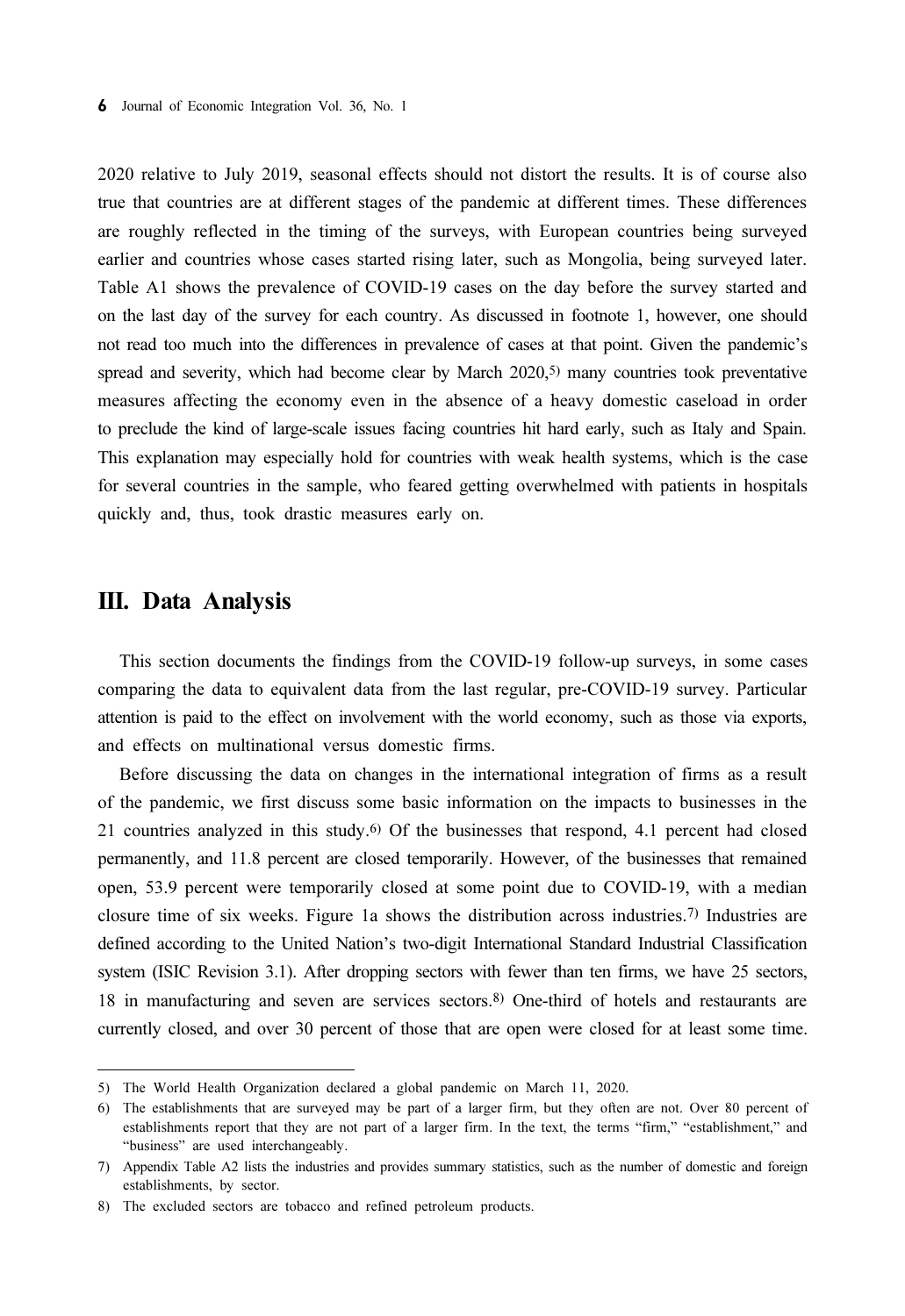2020 relative to July 2019, seasonal effects should not distort the results. It is of course also true that countries are at different stages of the pandemic at different times. These differences are roughly reflected in the timing of the surveys, with European countries being surveyed earlier and countries whose cases started rising later, such as Mongolia, being surveyed later. Table A1 shows the prevalence of COVID-19 cases on the day before the survey started and on the last day of the survey for each country. As discussed in footnote 1, however, one should not read too much into the differences in prevalence of cases at that point. Given the pandemic's spread and severity, which had become clear by March 2020,[5] many countries took preventative measures affecting the economy even in the absence of a heavy domestic caseload in order to preclude the kind of large-scale issues facing countries hit hard early, such as Italy and Spain. This explanation may especially hold for countries with weak health systems, which is the case for several countries in the sample, who feared getting overwhelmed with patients in hospitals quickly and, thus, took drastic measures early on.

## III. Data Analysis

This section documents the findings from the COVID-19 follow-up surveys, in some cases comparing the data to equivalent data from the last regular, pre-COVID-19 survey. Particular attention is paid to the effect on involvement with the world economy, such as those via exports, and effects on multinational versus domestic firms.

Before discussing the data on changes in the international integration of firms as a result of the pandemic, we first discuss some basic information on the impacts to businesses in the 21 countries analyzed in this study.[6] Of the businesses that respond, 4.1 percent had closed permanently, and 11.8 percent are closed temporarily. However, of the businesses that remained open, 53.9 percent were temporarily closed at some point due to COVID-19, with a median closure time of six weeks. Figure 1a shows the distribution across industries.[7] Industries are defined according to the United Nation's two-digit International Standard Industrial Classification system (ISIC Revision 3.1). After dropping sectors with fewer than ten firms, we have 25 sectors, 18 in manufacturing and seven are services sectors.[8] One-third of hotels and restaurants are currently closed, and over 30 percent of those that are open were closed for at least some time.

---

5) The World Health Organization declared a global pandemic on March 11, 2020.

6) The establishments that are surveyed may be part of a larger firm, but they often are not. Over 80 percent of establishments report that they are not part of a larger firm. In the text, the terms "firm," "establishment," and "business" are used interchangeably.

7) Appendix Table A2 lists the industries and provides summary statistics, such as the number of domestic and foreign establishments, by sector.

8) The excluded sectors are tobacco and refined petroleum products.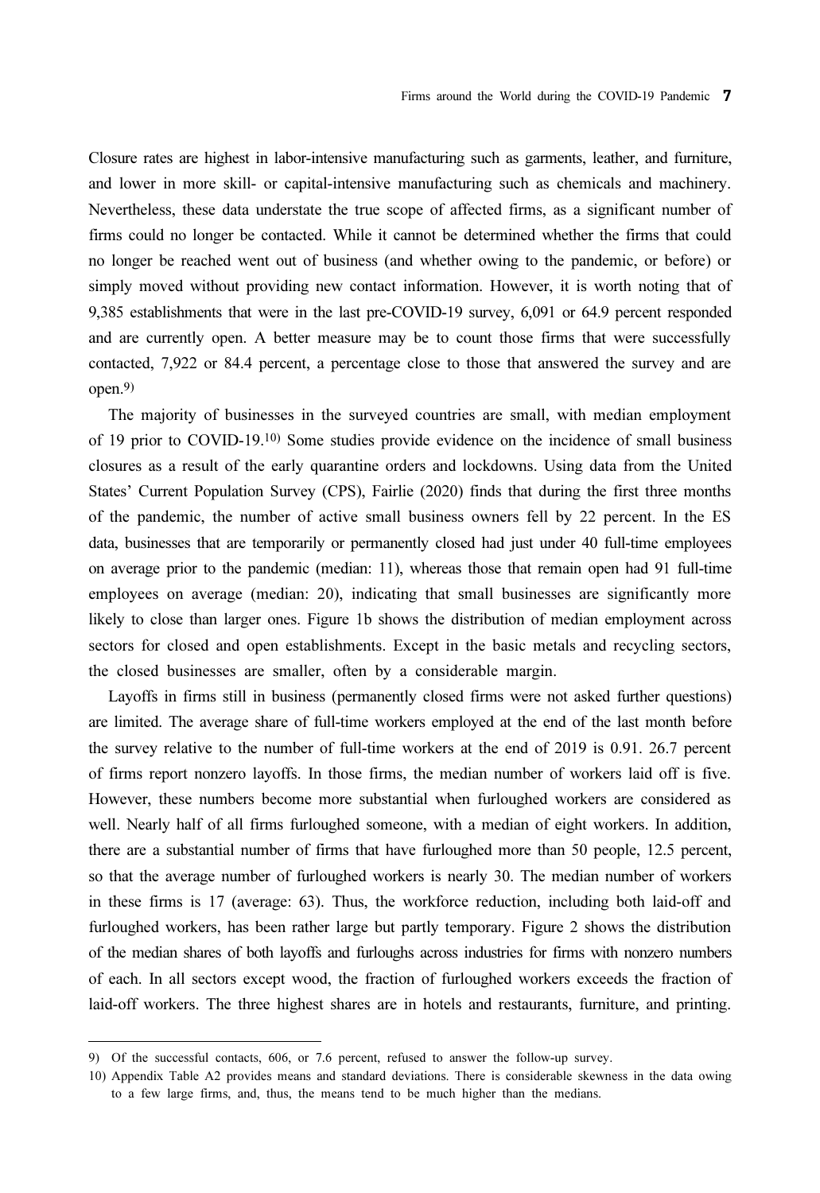Closure rates are highest in labor-intensive manufacturing such as garments, leather, and furniture, and lower in more skill- or capital-intensive manufacturing such as chemicals and machinery. Nevertheless, these data understate the true scope of affected firms, as a significant number of firms could no longer be contacted. While it cannot be determined whether the firms that could no longer be reached went out of business (and whether owing to the pandemic, or before) or simply moved without providing new contact information. However, it is worth noting that of 9,385 establishments that were in the last pre-COVID-19 survey, 6,091 or 64.9 percent responded and are currently open. A better measure may be to count those firms that were successfully contacted, 7,922 or 84.4 percent, a percentage close to those that answered the survey and are open.[9)]

The majority of businesses in the surveyed countries are small, with median employment of 19 prior to COVID-19.[10)] Some studies provide evidence on the incidence of small business closures as a result of the early quarantine orders and lockdowns. Using data from the United States' Current Population Survey (CPS), Fairlie (2020) finds that during the first three months of the pandemic, the number of active small business owners fell by 22 percent. In the ES data, businesses that are temporarily or permanently closed had just under 40 full-time employees on average prior to the pandemic (median: 11), whereas those that remain open had 91 full-time employees on average (median: 20), indicating that small businesses are significantly more likely to close than larger ones. Figure 1b shows the distribution of median employment across sectors for closed and open establishments. Except in the basic metals and recycling sectors, the closed businesses are smaller, often by a considerable margin.

Layoffs in firms still in business (permanently closed firms were not asked further questions) are limited. The average share of full-time workers employed at the end of the last month before the survey relative to the number of full-time workers at the end of 2019 is 0.91. 26.7 percent of firms report nonzero layoffs. In those firms, the median number of workers laid off is five. However, these numbers become more substantial when furloughed workers are considered as well. Nearly half of all firms furloughed someone, with a median of eight workers. In addition, there are a substantial number of firms that have furloughed more than 50 people, 12.5 percent, so that the average number of furloughed workers is nearly 30. The median number of workers in these firms is 17 (average: 63). Thus, the workforce reduction, including both laid-off and furloughed workers, has been rather large but partly temporary. Figure 2 shows the distribution of the median shares of both layoffs and furloughs across industries for firms with nonzero numbers of each. In all sectors except wood, the fraction of furloughed workers exceeds the fraction of laid-off workers. The three highest shares are in hotels and restaurants, furniture, and printing.

---

9) Of the successful contacts, 606, or 7.6 percent, refused to answer the follow-up survey.

10) Appendix Table A2 provides means and standard deviations. There is considerable skewness in the data owing to a few large firms, and, thus, the means tend to be much higher than the medians.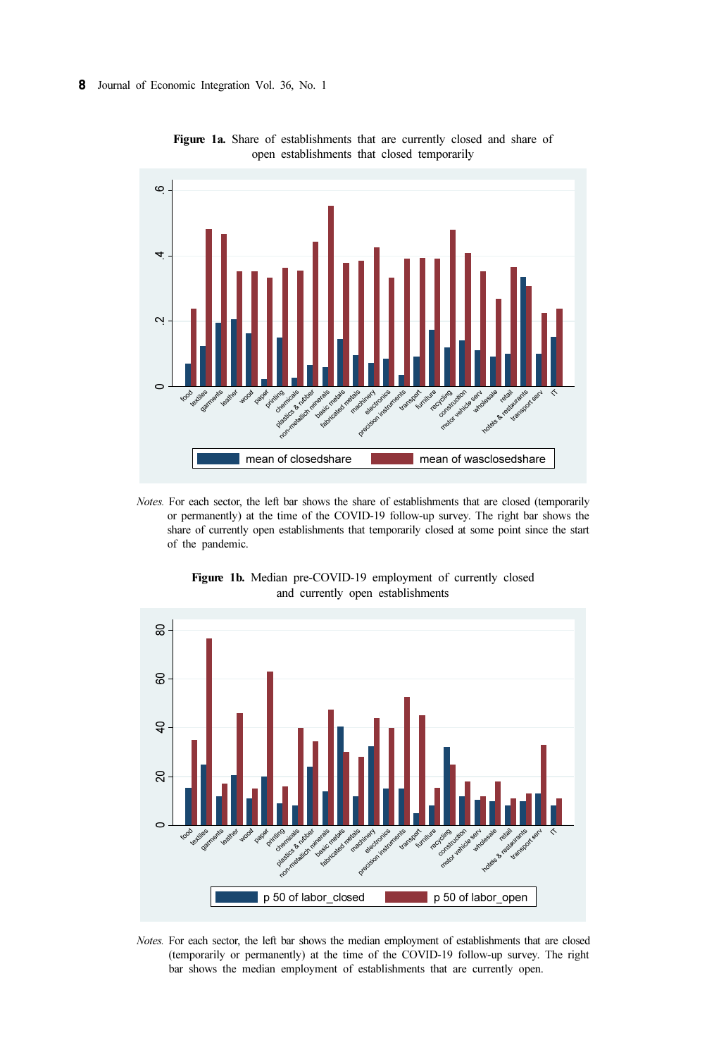**Figure 1a.** Share of establishments that are currently closed and share of open establishments that closed temporarily

0
.2
.4
.6

food
textiles
garments
leather
wood
paper
printing
chemicals
plastics & rubber
non-metallich minerals
basic metals
fabricated metals
machinery
electronics
precision instruments
transport
furniture
recycling
construction
motor vehicle serv
wholesale
retail
hotels & restaurants
transport serv
IT

mean of closedshare
mean of wasclosedshare

*Notes.* For each sector, the left bar shows the share of establishments that are closed (temporarily or permanently) at the time of the COVID-19 follow-up survey. The right bar shows the share of currently open establishments that temporarily closed at some point since the start of the pandemic.

**Figure 1b.** Median pre-COVID-19 employment of currently closed and currently open establishments

0
20
40
60
80

food
textiles
garments
leather
wood
paper
printing
chemicals
plastics & rubber
non-metallich minerals
basic metals
fabricated metals
machinery
electronics
precision instruments
transport
furniture
recycling
construction
motor vehicle serv
wholesale
retail
hotels & restaurants
transport serv
IT

p 50 of labor_closed
p 50 of labor_open

*Notes.* For each sector, the left bar shows the median employment of establishments that are closed (temporarily or permanently) at the time of the COVID-19 follow-up survey. The right bar shows the median employment of establishments that are currently open.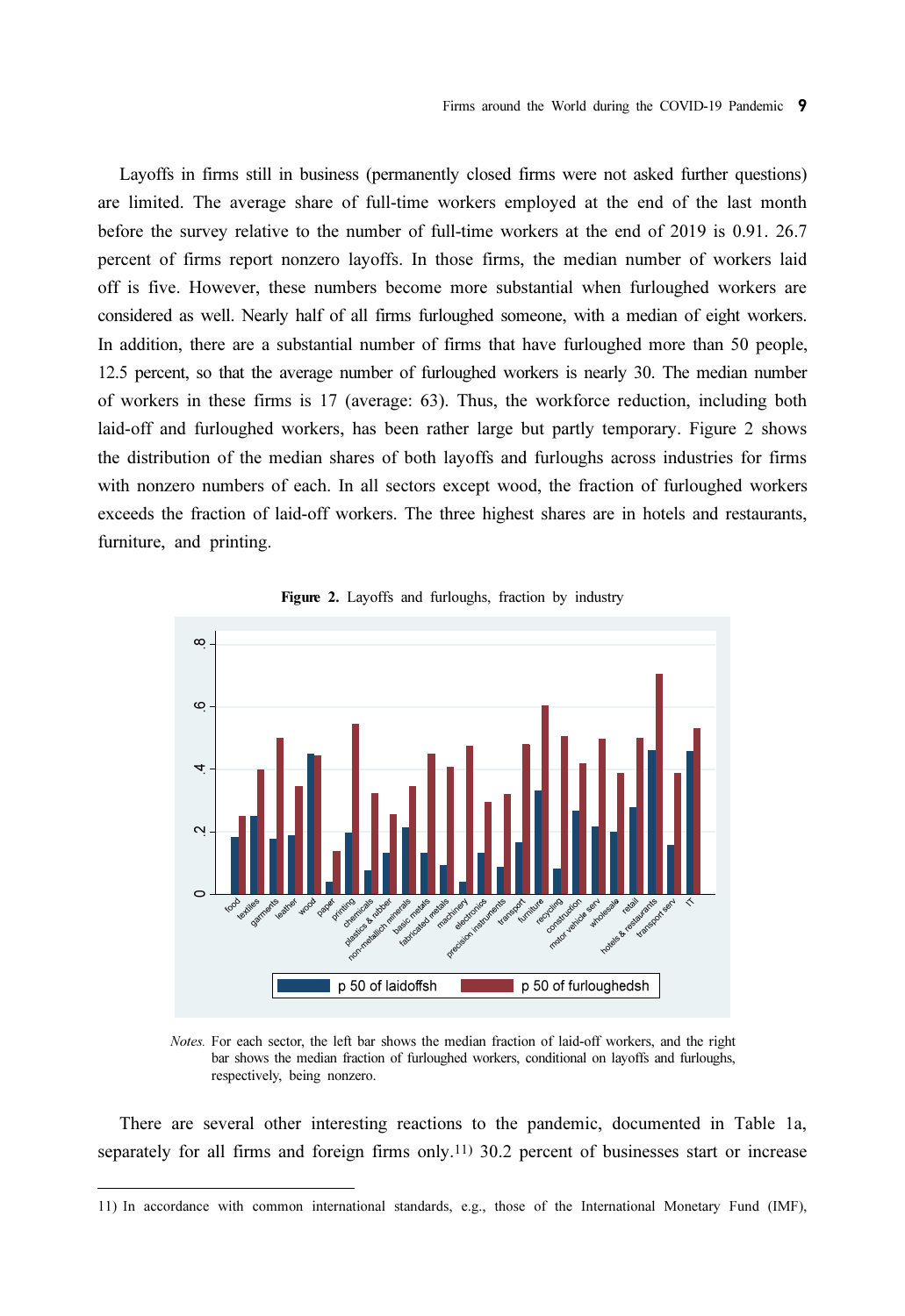Layoffs in firms still in business (permanently closed firms were not asked further questions) are limited. The average share of full-time workers employed at the end of the last month before the survey relative to the number of full-time workers at the end of 2019 is 0.91. 26.7 percent of firms report nonzero layoffs. In those firms, the median number of workers laid off is five. However, these numbers become more substantial when furloughed workers are considered as well. Nearly half of all firms furloughed someone, with a median of eight workers. In addition, there are a substantial number of firms that have furloughed more than 50 people, 12.5 percent, so that the average number of furloughed workers is nearly 30. The median number of workers in these firms is 17 (average: 63). Thus, the workforce reduction, including both laid-off and furloughed workers, has been rather large but partly temporary. Figure 2 shows the distribution of the median shares of both layoffs and furloughs across industries for firms with nonzero numbers of each. In all sectors except wood, the fraction of furloughed workers exceeds the fraction of laid-off workers. The three highest shares are in hotels and restaurants, furniture, and printing.

**Figure 2.** Layoffs and furloughs, fraction by industry

0 .2 .4 .6 .8

food, textiles, garments, leather, wood, paper, printing, chemicals, plastics & rubber, non-metallich minerals, basic metals, fabricated metals, machinery, electronics, precision instruments, transport, furniture, recycling, construction, motor vehicle serv, wholesale, retail, hotels & restaurants, transport serv, IT

p 50 of laidoffsh
p 50 of furloughedsh

*Notes.* For each sector, the left bar shows the median fraction of laid-off workers, and the right bar shows the median fraction of furloughed workers, conditional on layoffs and furloughs, respectively, being nonzero.

There are several other interesting reactions to the pandemic, documented in Table 1a, separately for all firms and foreign firms only.[11] 30.2 percent of businesses start or increase

11) In accordance with common international standards, e.g., those of the International Monetary Fund (IMF),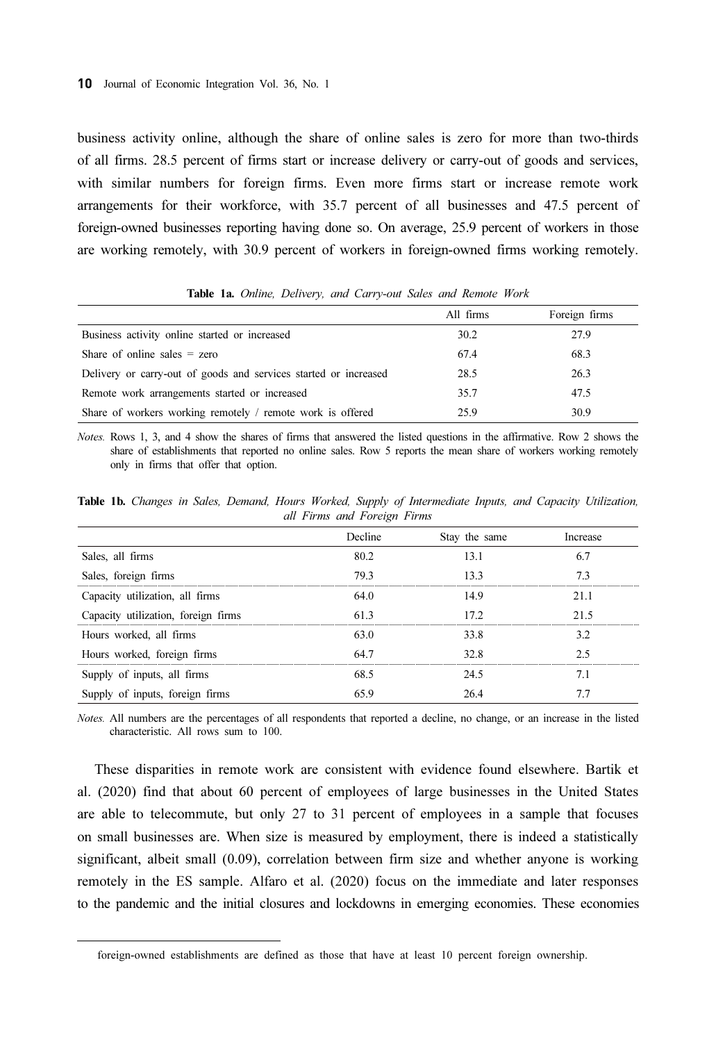business activity online, although the share of online sales is zero for more than two-thirds of all firms. 28.5 percent of firms start or increase delivery or carry-out of goods and services, with similar numbers for foreign firms. Even more firms start or increase remote work arrangements for their workforce, with 35.7 percent of all businesses and 47.5 percent of foreign-owned businesses reporting having done so. On average, 25.9 percent of workers in those are working remotely, with 30.9 percent of workers in foreign-owned firms working remotely.

**Table 1a.** *Online, Delivery, and Carry-out Sales and Remote Work*

| | All firms | Foreign firms |
|---|---|---|
| Business activity online started or increased | 30.2 | 27.9 |
| Share of online sales = zero | 67.4 | 68.3 |
| Delivery or carry-out of goods and services started or increased | 28.5 | 26.3 |
| Remote work arrangements started or increased | 35.7 | 47.5 |
| Share of workers working remotely / remote work is offered | 25.9 | 30.9 |

*Notes.* Rows 1, 3, and 4 show the shares of firms that answered the listed questions in the affirmative. Row 2 shows the share of establishments that reported no online sales. Row 5 reports the mean share of workers working remotely only in firms that offer that option.

**Table 1b.** *Changes in Sales, Demand, Hours Worked, Supply of Intermediate Inputs, and Capacity Utilization, all Firms and Foreign Firms*

| | Decline | Stay the same | Increase |
|---|---|---|---|
| Sales, all firms | 80.2 | 13.1 | 6.7 |
| Sales, foreign firms | 79.3 | 13.3 | 7.3 |
| Capacity utilization, all firms | 64.0 | 14.9 | 21.1 |
| Capacity utilization, foreign firms | 61.3 | 17.2 | 21.5 |
| Hours worked, all firms | 63.0 | 33.8 | 3.2 |
| Hours worked, foreign firms | 64.7 | 32.8 | 2.5 |
| Supply of inputs, all firms | 68.5 | 24.5 | 7.1 |
| Supply of inputs, foreign firms | 65.9 | 26.4 | 7.7 |

*Notes.* All numbers are the percentages of all respondents that reported a decline, no change, or an increase in the listed characteristic. All rows sum to 100.

These disparities in remote work are consistent with evidence found elsewhere. Bartik et al. (2020) find that about 60 percent of employees of large businesses in the United States are able to telecommute, but only 27 to 31 percent of employees in a sample that focuses on small businesses are. When size is measured by employment, there is indeed a statistically significant, albeit small (0.09), correlation between firm size and whether anyone is working remotely in the ES sample. Alfaro et al. (2020) focus on the immediate and later responses to the pandemic and the initial closures and lockdowns in emerging economies. These economies

foreign-owned establishments are defined as those that have at least 10 percent foreign ownership.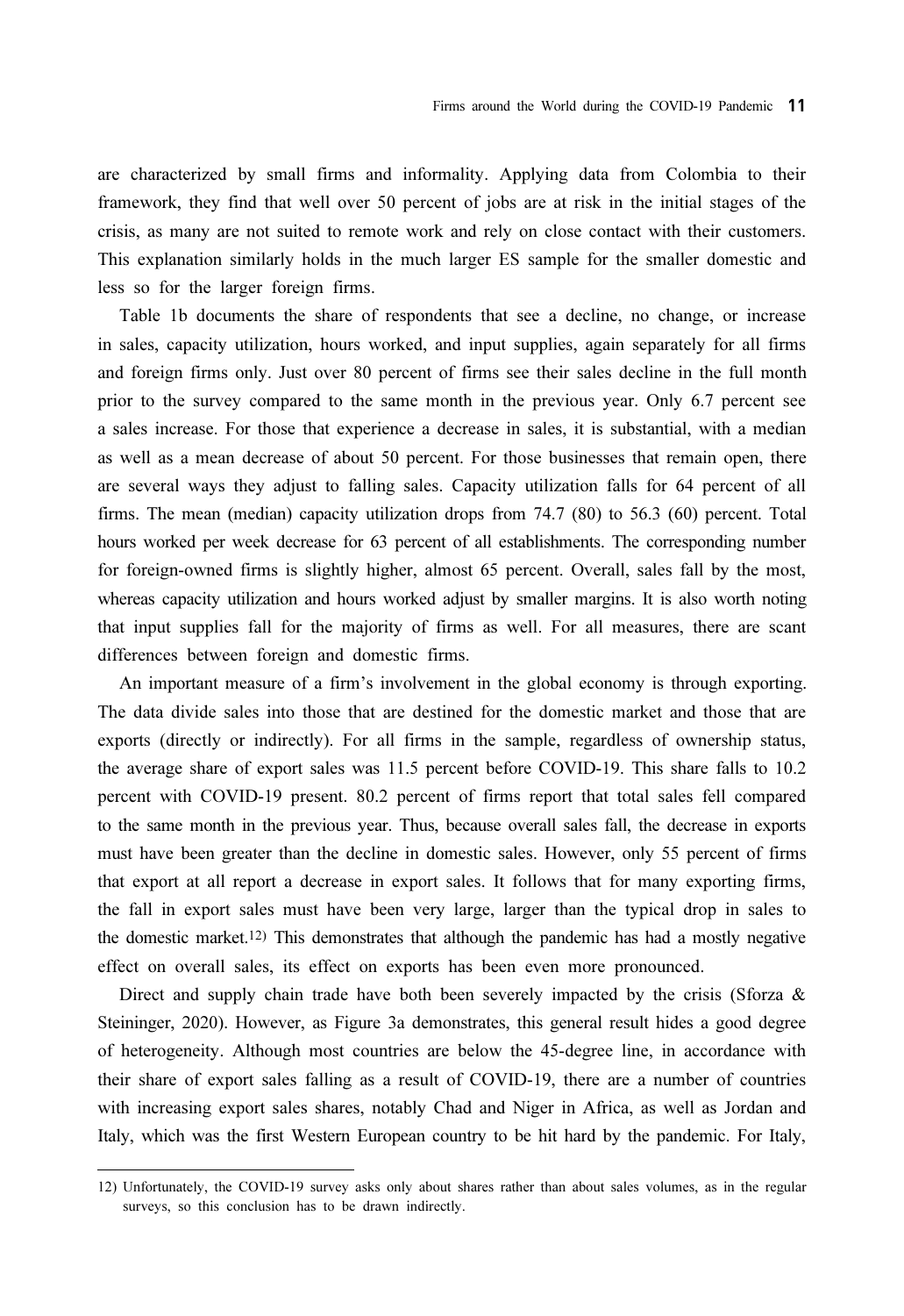are characterized by small firms and informality. Applying data from Colombia to their framework, they find that well over 50 percent of jobs are at risk in the initial stages of the crisis, as many are not suited to remote work and rely on close contact with their customers. This explanation similarly holds in the much larger ES sample for the smaller domestic and less so for the larger foreign firms.

Table 1b documents the share of respondents that see a decline, no change, or increase in sales, capacity utilization, hours worked, and input supplies, again separately for all firms and foreign firms only. Just over 80 percent of firms see their sales decline in the full month prior to the survey compared to the same month in the previous year. Only 6.7 percent see a sales increase. For those that experience a decrease in sales, it is substantial, with a median as well as a mean decrease of about 50 percent. For those businesses that remain open, there are several ways they adjust to falling sales. Capacity utilization falls for 64 percent of all firms. The mean (median) capacity utilization drops from 74.7 (80) to 56.3 (60) percent. Total hours worked per week decrease for 63 percent of all establishments. The corresponding number for foreign-owned firms is slightly higher, almost 65 percent. Overall, sales fall by the most, whereas capacity utilization and hours worked adjust by smaller margins. It is also worth noting that input supplies fall for the majority of firms as well. For all measures, there are scant differences between foreign and domestic firms.

An important measure of a firm's involvement in the global economy is through exporting. The data divide sales into those that are destined for the domestic market and those that are exports (directly or indirectly). For all firms in the sample, regardless of ownership status, the average share of export sales was 11.5 percent before COVID-19. This share falls to 10.2 percent with COVID-19 present. 80.2 percent of firms report that total sales fell compared to the same month in the previous year. Thus, because overall sales fall, the decrease in exports must have been greater than the decline in domestic sales. However, only 55 percent of firms that export at all report a decrease in export sales. It follows that for many exporting firms, the fall in export sales must have been very large, larger than the typical drop in sales to the domestic market.[12] This demonstrates that although the pandemic has had a mostly negative effect on overall sales, its effect on exports has been even more pronounced.

Direct and supply chain trade have both been severely impacted by the crisis (Sforza & Steininger, 2020). However, as Figure 3a demonstrates, this general result hides a good degree of heterogeneity. Although most countries are below the 45-degree line, in accordance with their share of export sales falling as a result of COVID-19, there are a number of countries with increasing export sales shares, notably Chad and Niger in Africa, as well as Jordan and Italy, which was the first Western European country to be hit hard by the pandemic. For Italy,

---

12) Unfortunately, the COVID-19 survey asks only about shares rather than about sales volumes, as in the regular surveys, so this conclusion has to be drawn indirectly.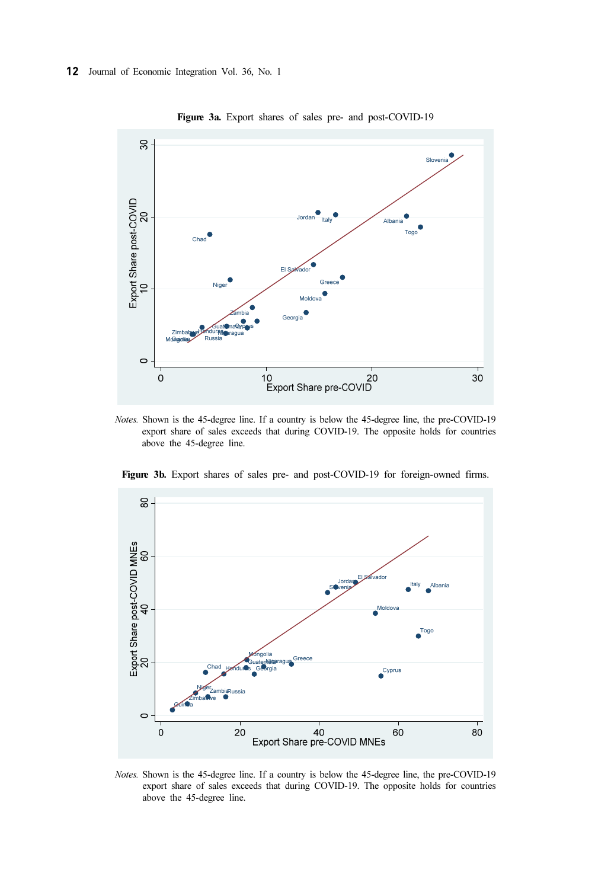**Figure 3a.** Export shares of sales pre- and post-COVID-19

Export Share post-COVID

Export Share pre-COVID

0
10
20
30

Slovenia
Jordan
Italy
Albania
Togo
Chad
El Salvador
Greece
Niger
Moldova
Zambia
Georgia
Guatemala
Cyprus
Zimbabwe
Honduras
Nicaragua
Mongolia
Guinea
Russia

*Notes.* Shown is the 45-degree line. If a country is below the 45-degree line, the pre-COVID-19 export share of sales exceeds that during COVID-19. The opposite holds for countries above the 45-degree line.

**Figure 3b.** Export shares of sales pre- and post-COVID-19 for foreign-owned firms.

Export Share post-COVID MNEs

Export Share pre-COVID MNEs

0
20
40
60
80

Jordan
El Salvador
Slovenia
Italy
Albania
Moldova
Togo
Mongolia
Greece
Chad
Guatemala
Nicaragua
Honduras
Georgia
Cyprus
Niger
Zambia
Russia
Zimbabwe
Guinea

*Notes.* Shown is the 45-degree line. If a country is below the 45-degree line, the pre-COVID-19 export share of sales exceeds that during COVID-19. The opposite holds for countries above the 45-degree line.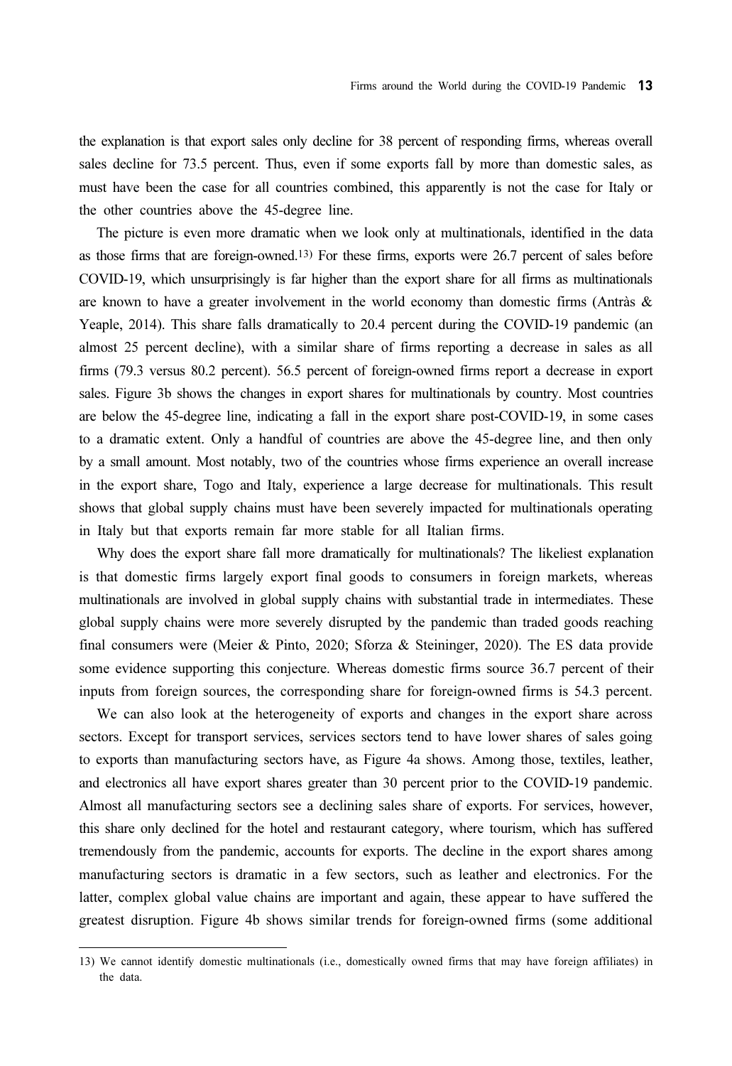the explanation is that export sales only decline for 38 percent of responding firms, whereas overall sales decline for 73.5 percent. Thus, even if some exports fall by more than domestic sales, as must have been the case for all countries combined, this apparently is not the case for Italy or the other countries above the 45-degree line.

The picture is even more dramatic when we look only at multinationals, identified in the data as those firms that are foreign-owned.[13] For these firms, exports were 26.7 percent of sales before COVID-19, which unsurprisingly is far higher than the export share for all firms as multinationals are known to have a greater involvement in the world economy than domestic firms (Antràs & Yeaple, 2014). This share falls dramatically to 20.4 percent during the COVID-19 pandemic (an almost 25 percent decline), with a similar share of firms reporting a decrease in sales as all firms (79.3 versus 80.2 percent). 56.5 percent of foreign-owned firms report a decrease in export sales. Figure 3b shows the changes in export shares for multinationals by country. Most countries are below the 45-degree line, indicating a fall in the export share post-COVID-19, in some cases to a dramatic extent. Only a handful of countries are above the 45-degree line, and then only by a small amount. Most notably, two of the countries whose firms experience an overall increase in the export share, Togo and Italy, experience a large decrease for multinationals. This result shows that global supply chains must have been severely impacted for multinationals operating in Italy but that exports remain far more stable for all Italian firms.

Why does the export share fall more dramatically for multinationals? The likeliest explanation is that domestic firms largely export final goods to consumers in foreign markets, whereas multinationals are involved in global supply chains with substantial trade in intermediates. These global supply chains were more severely disrupted by the pandemic than traded goods reaching final consumers were (Meier & Pinto, 2020; Sforza & Steininger, 2020). The ES data provide some evidence supporting this conjecture. Whereas domestic firms source 36.7 percent of their inputs from foreign sources, the corresponding share for foreign-owned firms is 54.3 percent.

We can also look at the heterogeneity of exports and changes in the export share across sectors. Except for transport services, services sectors tend to have lower shares of sales going to exports than manufacturing sectors have, as Figure 4a shows. Among those, textiles, leather, and electronics all have export shares greater than 30 percent prior to the COVID-19 pandemic. Almost all manufacturing sectors see a declining sales share of exports. For services, however, this share only declined for the hotel and restaurant category, where tourism, which has suffered tremendously from the pandemic, accounts for exports. The decline in the export shares among manufacturing sectors is dramatic in a few sectors, such as leather and electronics. For the latter, complex global value chains are important and again, these appear to have suffered the greatest disruption. Figure 4b shows similar trends for foreign-owned firms (some additional

---

13) We cannot identify domestic multinationals (i.e., domestically owned firms that may have foreign affiliates) in the data.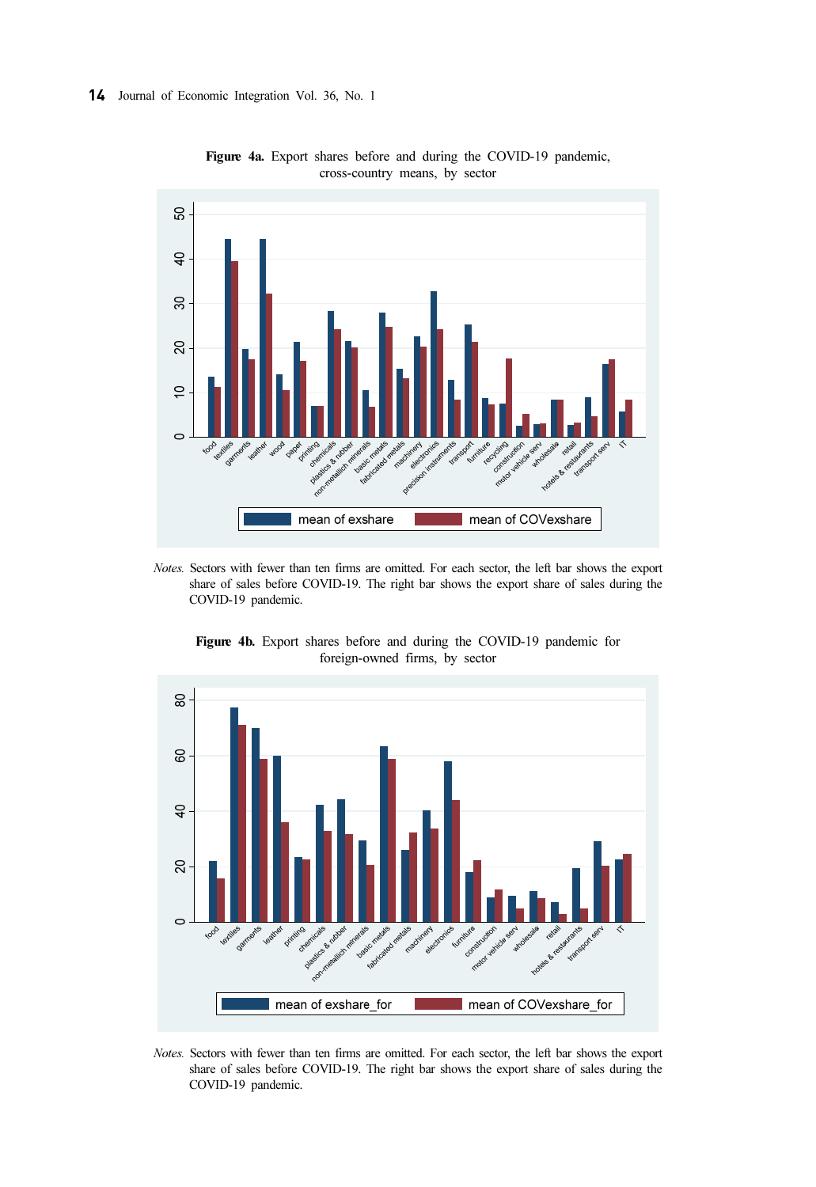**Figure 4a.** Export shares before and during the COVID-19 pandemic, cross-country means, by sector

0
10
20
30
40
50

food
textiles
garments
leather
wood
paper
printing
chemicals
plastics & rubber
non-metallich minerals
basic metals
fabricated metals
machinery
electronics
precision instruments
transport
furniture
recycling
construction
motor vehicle serv
wholesale
retail
hotels & restaurants
transport serv
IT

mean of exshare
mean of COVexshare

*Notes.* Sectors with fewer than ten firms are omitted. For each sector, the left bar shows the export share of sales before COVID-19. The right bar shows the export share of sales during the COVID-19 pandemic.

**Figure 4b.** Export shares before and during the COVID-19 pandemic for foreign-owned firms, by sector

0
20
40
60
80

food
textiles
garments
leather
printing
chemicals
plastics & rubber
non-metallich minerals
basic metals
fabricated metals
machinery
electronics
furniture
construction
motor vehicle serv
wholesale
retail
hotels & restaurants
transport serv
IT

mean of exshare_for
mean of COVexshare_for

*Notes.* Sectors with fewer than ten firms are omitted. For each sector, the left bar shows the export share of sales before COVID-19. The right bar shows the export share of sales during the COVID-19 pandemic.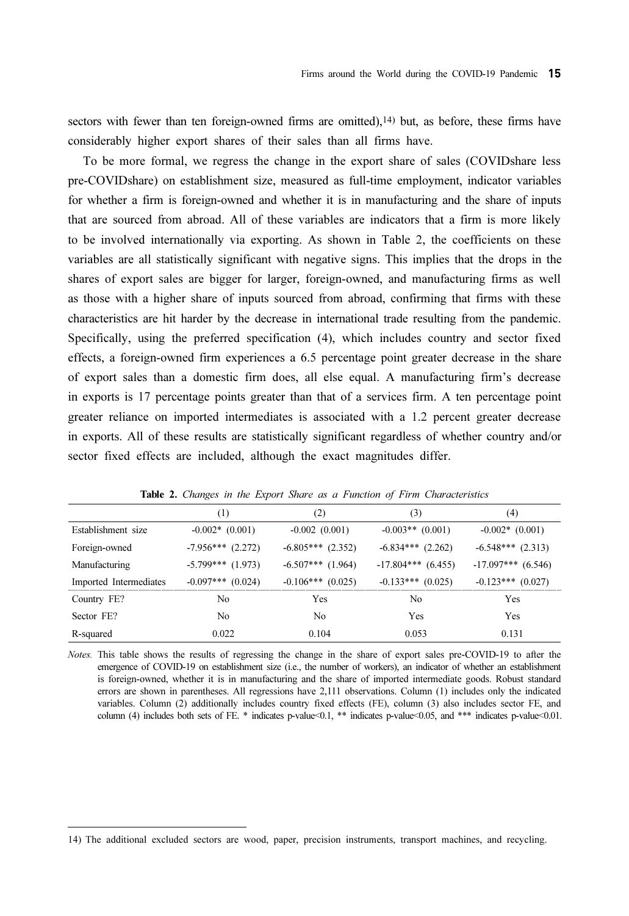sectors with fewer than ten foreign-owned firms are omitted),[14] but, as before, these firms have considerably higher export shares of their sales than all firms have.

To be more formal, we regress the change in the export share of sales (COVIDshare less pre-COVIDshare) on establishment size, measured as full-time employment, indicator variables for whether a firm is foreign-owned and whether it is in manufacturing and the share of inputs that are sourced from abroad. All of these variables are indicators that a firm is more likely to be involved internationally via exporting. As shown in Table 2, the coefficients on these variables are all statistically significant with negative signs. This implies that the drops in the shares of export sales are bigger for larger, foreign-owned, and manufacturing firms as well as those with a higher share of inputs sourced from abroad, confirming that firms with these characteristics are hit harder by the decrease in international trade resulting from the pandemic. Specifically, using the preferred specification (4), which includes country and sector fixed effects, a foreign-owned firm experiences a 6.5 percentage point greater decrease in the share of export sales than a domestic firm does, all else equal. A manufacturing firm's decrease in exports is 17 percentage points greater than that of a services firm. A ten percentage point greater reliance on imported intermediates is associated with a 1.2 percent greater decrease in exports. All of these results are statistically significant regardless of whether country and/or sector fixed effects are included, although the exact magnitudes differ.

**Table 2.** *Changes in the Export Share as a Function of Firm Characteristics*

| | (1) | (2) | (3) | (4) |
|---|---|---|---|---|
| Establishment size | -0.002* (0.001) | -0.002 (0.001) | -0.003** (0.001) | -0.002* (0.001) |
| Foreign-owned | -7.956*** (2.272) | -6.805*** (2.352) | -6.834*** (2.262) | -6.548*** (2.313) |
| Manufacturing | -5.799*** (1.973) | -6.507*** (1.964) | -17.804*** (6.455) | -17.097*** (6.546) |
| Imported Intermediates | -0.097*** (0.024) | -0.106*** (0.025) | -0.133*** (0.025) | -0.123*** (0.027) |
| Country FE? | No | Yes | No | Yes |
| Sector FE? | No | No | Yes | Yes |
| R-squared | 0.022 | 0.104 | 0.053 | 0.131 |

*Notes.* This table shows the results of regressing the change in the share of export sales pre-COVID-19 to after the emergence of COVID-19 on establishment size (i.e., the number of workers), an indicator of whether an establishment is foreign-owned, whether it is in manufacturing and the share of imported intermediate goods. Robust standard errors are shown in parentheses. All regressions have 2,111 observations. Column (1) includes only the indicated variables. Column (2) additionally includes country fixed effects (FE), column (3) also includes sector FE, and column (4) includes both sets of FE. * indicates p-value<0.1, ** indicates p-value<0.05, and *** indicates p-value<0.01.

14) The additional excluded sectors are wood, paper, precision instruments, transport machines, and recycling.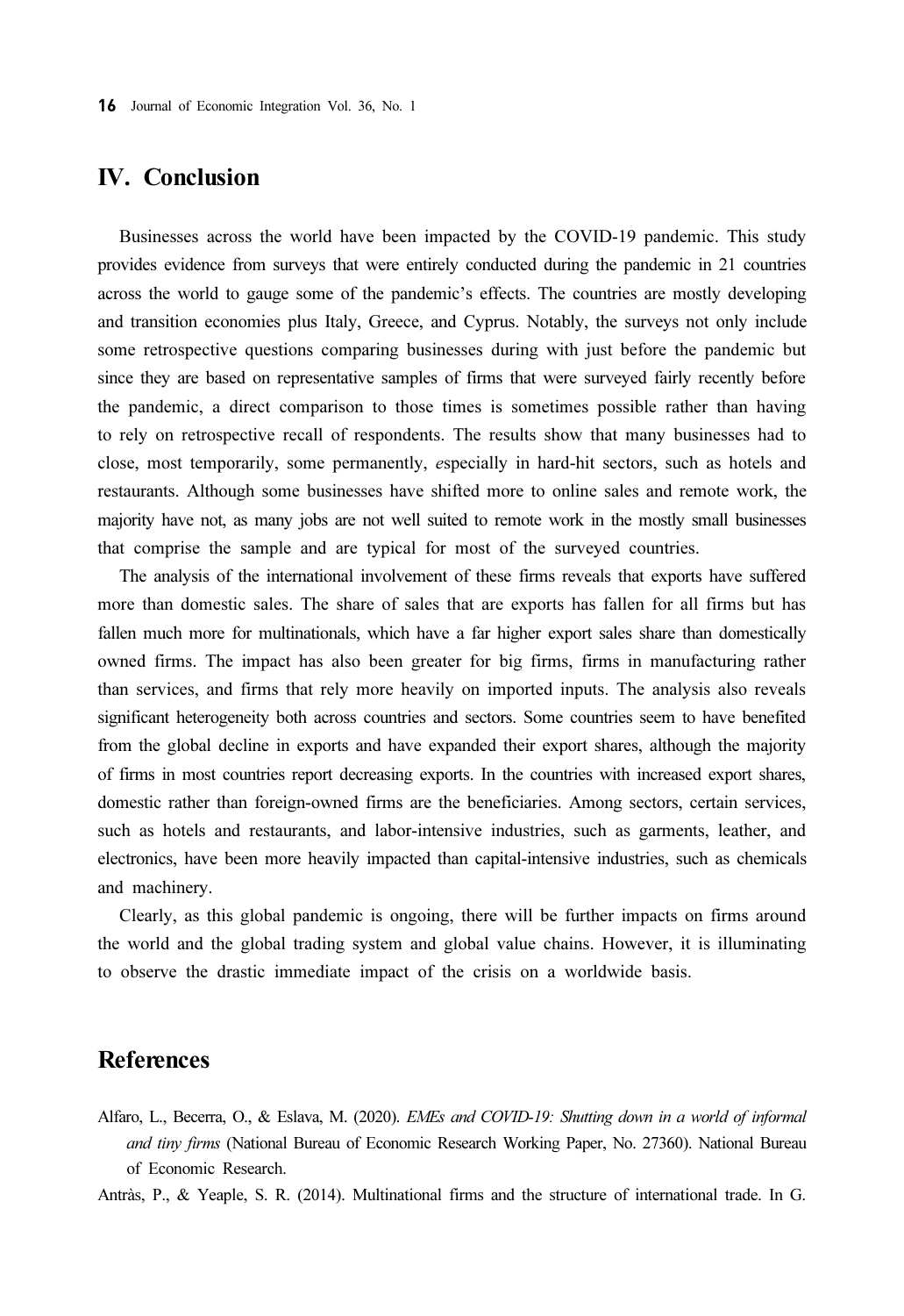## IV. Conclusion

Businesses across the world have been impacted by the COVID-19 pandemic. This study provides evidence from surveys that were entirely conducted during the pandemic in 21 countries across the world to gauge some of the pandemic's effects. The countries are mostly developing and transition economies plus Italy, Greece, and Cyprus. Notably, the surveys not only include some retrospective questions comparing businesses during with just before the pandemic but since they are based on representative samples of firms that were surveyed fairly recently before the pandemic, a direct comparison to those times is sometimes possible rather than having to rely on retrospective recall of respondents. The results show that many businesses had to close, most temporarily, some permanently, especially in hard-hit sectors, such as hotels and restaurants. Although some businesses have shifted more to online sales and remote work, the majority have not, as many jobs are not well suited to remote work in the mostly small businesses that comprise the sample and are typical for most of the surveyed countries.

The analysis of the international involvement of these firms reveals that exports have suffered more than domestic sales. The share of sales that are exports has fallen for all firms but has fallen much more for multinationals, which have a far higher export sales share than domestically owned firms. The impact has also been greater for big firms, firms in manufacturing rather than services, and firms that rely more heavily on imported inputs. The analysis also reveals significant heterogeneity both across countries and sectors. Some countries seem to have benefited from the global decline in exports and have expanded their export shares, although the majority of firms in most countries report decreasing exports. In the countries with increased export shares, domestic rather than foreign-owned firms are the beneficiaries. Among sectors, certain services, such as hotels and restaurants, and labor-intensive industries, such as garments, leather, and electronics, have been more heavily impacted than capital-intensive industries, such as chemicals and machinery.

Clearly, as this global pandemic is ongoing, there will be further impacts on firms around the world and the global trading system and global value chains. However, it is illuminating to observe the drastic immediate impact of the crisis on a worldwide basis.

## References

Alfaro, L., Becerra, O., & Eslava, M. (2020). *EMEs and COVID-19: Shutting down in a world of informal and tiny firms* (National Bureau of Economic Research Working Paper, No. 27360). National Bureau of Economic Research.

Antràs, P., & Yeaple, S. R. (2014). Multinational firms and the structure of international trade. In G.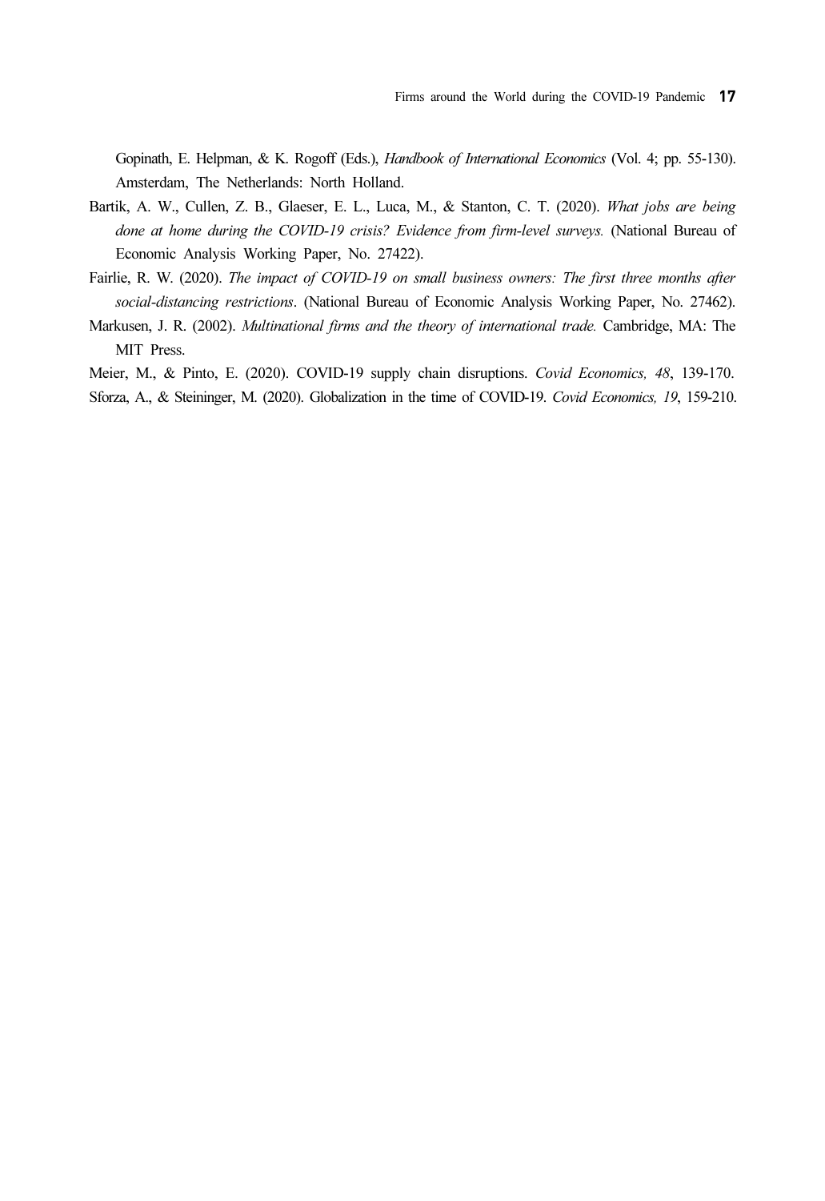Gopinath, E. Helpman, & K. Rogoff (Eds.), *Handbook of International Economics* (Vol. 4; pp. 55-130). Amsterdam, The Netherlands: North Holland.

Bartik, A. W., Cullen, Z. B., Glaeser, E. L., Luca, M., & Stanton, C. T. (2020). *What jobs are being done at home during the COVID-19 crisis? Evidence from firm-level surveys.* (National Bureau of Economic Analysis Working Paper, No. 27422).

Fairlie, R. W. (2020). *The impact of COVID-19 on small business owners: The first three months after social-distancing restrictions*. (National Bureau of Economic Analysis Working Paper, No. 27462).

Markusen, J. R. (2002). *Multinational firms and the theory of international trade.* Cambridge, MA: The MIT Press.

Meier, M., & Pinto, E. (2020). COVID-19 supply chain disruptions. *Covid Economics, 48*, 139-170.

Sforza, A., & Steininger, M. (2020). Globalization in the time of COVID-19. *Covid Economics, 19*, 159-210.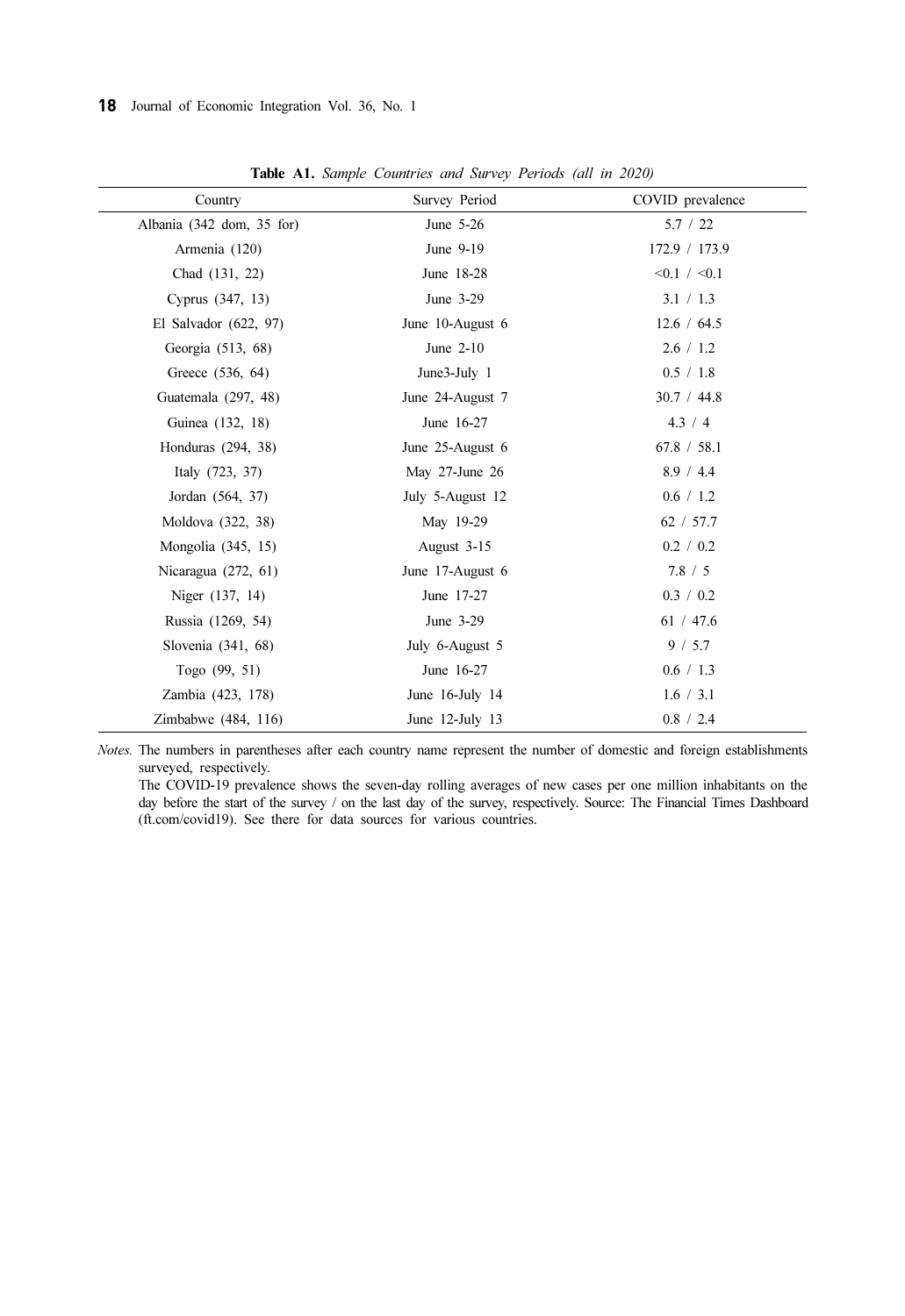**Table A1.** *Sample Countries and Survey Periods (all in 2020)*

| Country | Survey Period | COVID prevalence |
|---|---|---|
| Albania (342 dom, 35 for) | June 5-26 | 5.7 / 22 |
| Armenia (120) | June 9-19 | 172.9 / 173.9 |
| Chad (131, 22) | June 18-28 | <0.1 / <0.1 |
| Cyprus (347, 13) | June 3-29 | 3.1 / 1.3 |
| El Salvador (622, 97) | June 10-August 6 | 12.6 / 64.5 |
| Georgia (513, 68) | June 2-10 | 2.6 / 1.2 |
| Greece (536, 64) | June3-July 1 | 0.5 / 1.8 |
| Guatemala (297, 48) | June 24-August 7 | 30.7 / 44.8 |
| Guinea (132, 18) | June 16-27 | 4.3 / 4 |
| Honduras (294, 38) | June 25-August 6 | 67.8 / 58.1 |
| Italy (723, 37) | May 27-June 26 | 8.9 / 4.4 |
| Jordan (564, 37) | July 5-August 12 | 0.6 / 1.2 |
| Moldova (322, 38) | May 19-29 | 62 / 57.7 |
| Mongolia (345, 15) | August 3-15 | 0.2 / 0.2 |
| Nicaragua (272, 61) | June 17-August 6 | 7.8 / 5 |
| Niger (137, 14) | June 17-27 | 0.3 / 0.2 |
| Russia (1269, 54) | June 3-29 | 61 / 47.6 |
| Slovenia (341, 68) | July 6-August 5 | 9 / 5.7 |
| Togo (99, 51) | June 16-27 | 0.6 / 1.3 |
| Zambia (423, 178) | June 16-July 14 | 1.6 / 3.1 |
| Zimbabwe (484, 116) | June 12-July 13 | 0.8 / 2.4 |

*Notes.* The numbers in parentheses after each country name represent the number of domestic and foreign establishments surveyed, respectively.

The COVID-19 prevalence shows the seven-day rolling averages of new cases per one million inhabitants on the day before the start of the survey / on the last day of the survey, respectively. Source: The Financial Times Dashboard (ft.com/covid19). See there for data sources for various countries.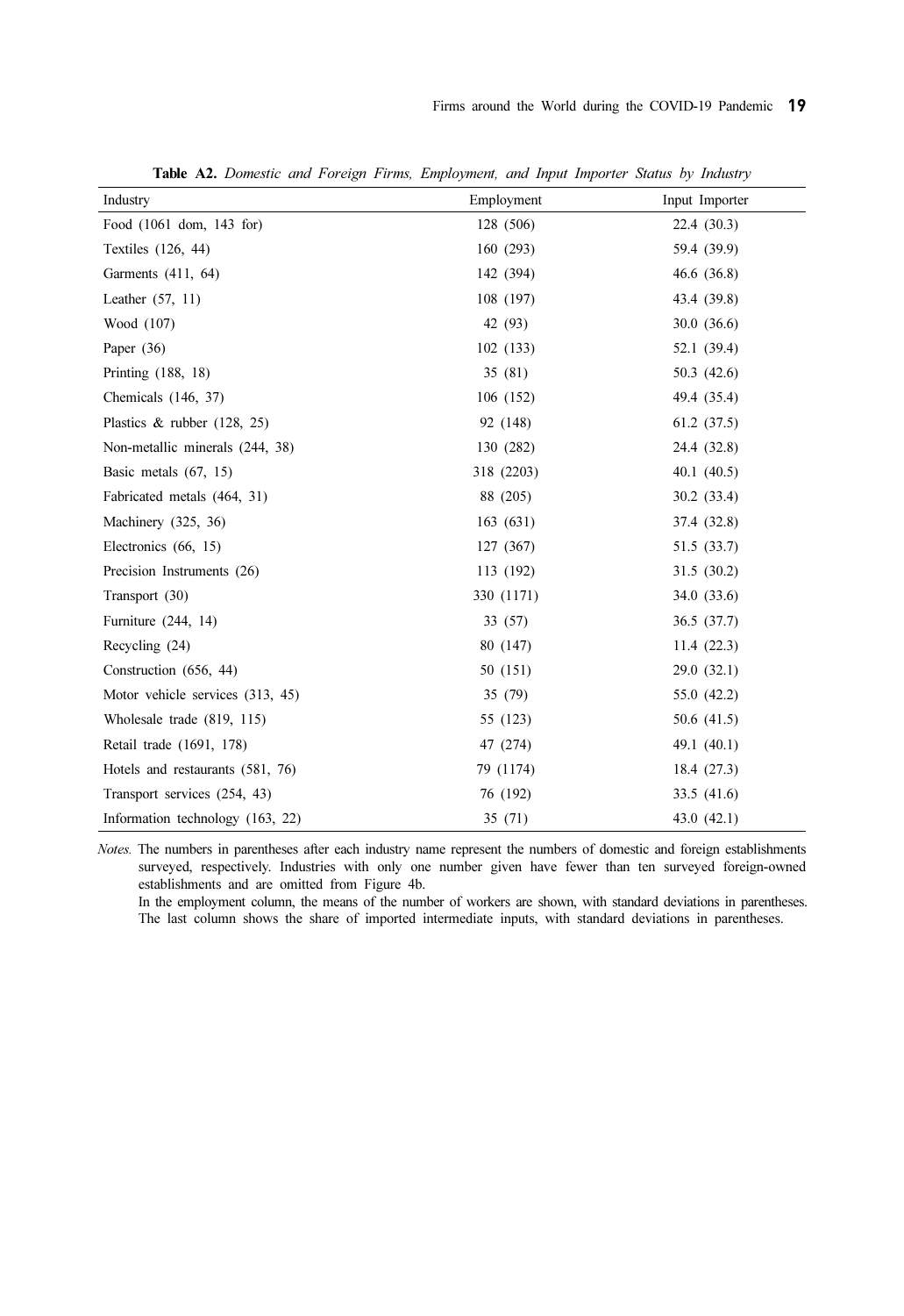**Table A2.** *Domestic and Foreign Firms, Employment, and Input Importer Status by Industry*

| Industry | Employment | Input Importer |
|---|---|---|
| Food (1061 dom, 143 for) | 128 (506) | 22.4 (30.3) |
| Textiles (126, 44) | 160 (293) | 59.4 (39.9) |
| Garments (411, 64) | 142 (394) | 46.6 (36.8) |
| Leather (57, 11) | 108 (197) | 43.4 (39.8) |
| Wood (107) | 42 (93) | 30.0 (36.6) |
| Paper (36) | 102 (133) | 52.1 (39.4) |
| Printing (188, 18) | 35 (81) | 50.3 (42.6) |
| Chemicals (146, 37) | 106 (152) | 49.4 (35.4) |
| Plastics & rubber (128, 25) | 92 (148) | 61.2 (37.5) |
| Non-metallic minerals (244, 38) | 130 (282) | 24.4 (32.8) |
| Basic metals (67, 15) | 318 (2203) | 40.1 (40.5) |
| Fabricated metals (464, 31) | 88 (205) | 30.2 (33.4) |
| Machinery (325, 36) | 163 (631) | 37.4 (32.8) |
| Electronics (66, 15) | 127 (367) | 51.5 (33.7) |
| Precision Instruments (26) | 113 (192) | 31.5 (30.2) |
| Transport (30) | 330 (1171) | 34.0 (33.6) |
| Furniture (244, 14) | 33 (57) | 36.5 (37.7) |
| Recycling (24) | 80 (147) | 11.4 (22.3) |
| Construction (656, 44) | 50 (151) | 29.0 (32.1) |
| Motor vehicle services (313, 45) | 35 (79) | 55.0 (42.2) |
| Wholesale trade (819, 115) | 55 (123) | 50.6 (41.5) |
| Retail trade (1691, 178) | 47 (274) | 49.1 (40.1) |
| Hotels and restaurants (581, 76) | 79 (1174) | 18.4 (27.3) |
| Transport services (254, 43) | 76 (192) | 33.5 (41.6) |
| Information technology (163, 22) | 35 (71) | 43.0 (42.1) |

*Notes.* The numbers in parentheses after each industry name represent the numbers of domestic and foreign establishments surveyed, respectively. Industries with only one number given have fewer than ten surveyed foreign-owned establishments and are omitted from Figure 4b.

In the employment column, the means of the number of workers are shown, with standard deviations in parentheses. The last column shows the share of imported intermediate inputs, with standard deviations in parentheses.